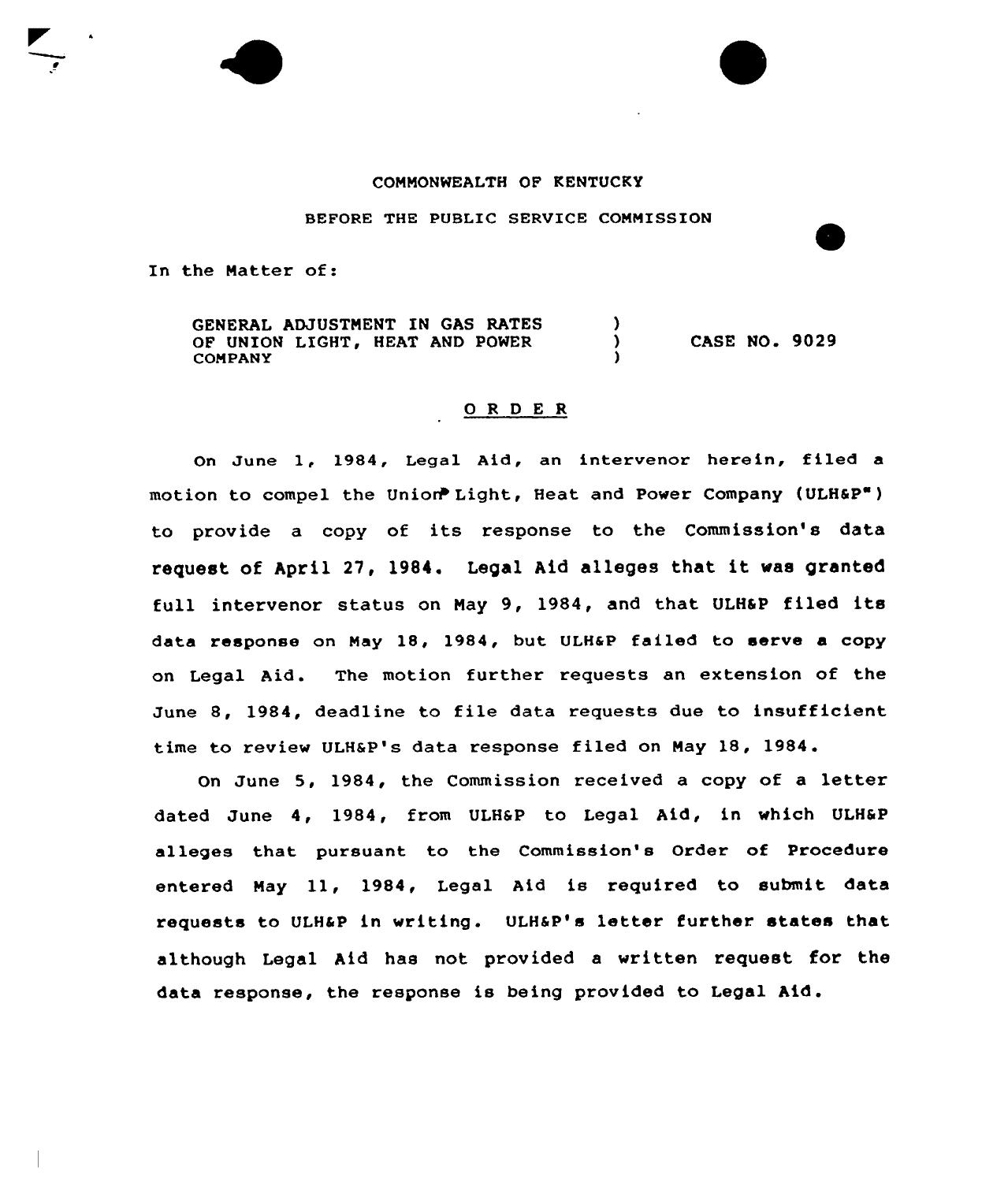COMMONWEALTH OF KENTUCKY

BEFORE THE PUBLIC SERVICE COMMISSION

In the Matter of:

| | | |
|---|---|---|
| GENERAL ADJUSTMENT IN GAS RATES OF UNION LIGHT, HEAT AND POWER COMPANY | ) ) ) | CASE NO. 9029 |

## O R D E R

On June 1, 1984, Legal Aid, an intervenor herein, filed a motion to compel the Union Light, Heat and Power Company (ULH&P") to provide a copy of its response to the Commission's data request of April 27, 1984. Legal Aid alleges that it was granted full intervenor status on May 9, 1984, and that ULH&P filed its data response on May 18, 1984, but ULH&P failed to serve a copy on Legal Aid. The motion further requests an extension of the June 8, 1984, deadline to file data requests due to insufficient time to review ULH&P's data response filed on May 18, 1984.

On June 5, 1984, the Commission received a copy of a letter dated June 4, 1984, from ULH&P to Legal Aid, in which ULH&P alleges that pursuant to the Commission's Order of Procedure entered May 11, 1984, Legal Aid is required to submit data requests to ULH&P in writing. ULH&P's letter further states that although Legal Aid has not provided a written request for the data response, the response is being provided to Legal Aid.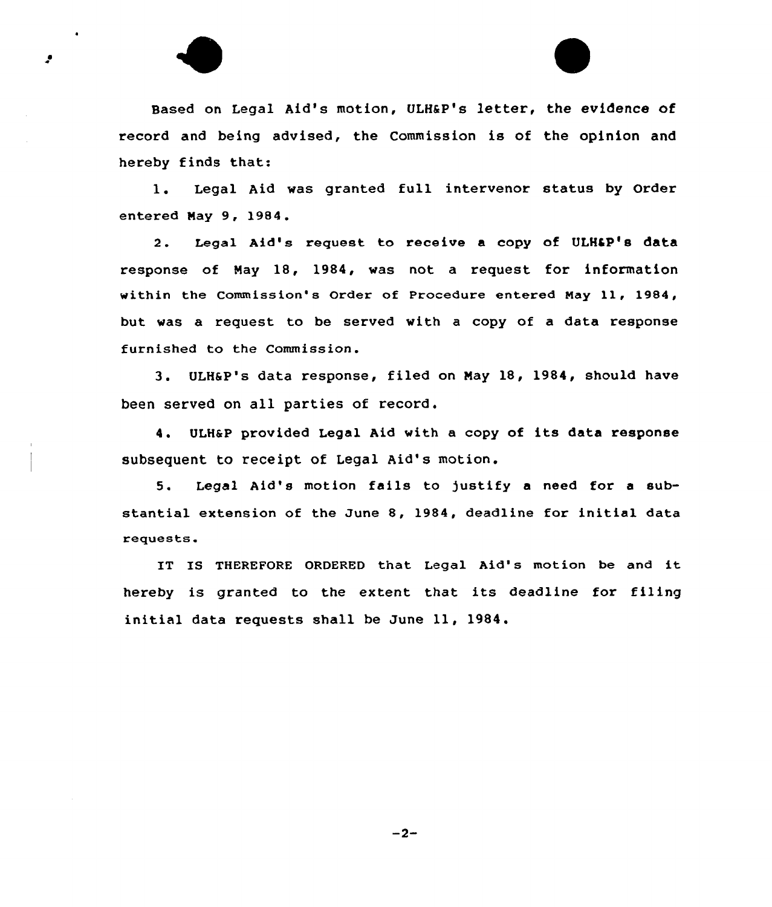Based on Legal Aid's motion, ULH&P's letter, the evidence of record and being advised, the Commission is of the opinion and hereby finds that:

1. Legal Aid was granted full intervenor status by Order entered May 9, 1984.

2. Legal Aid's request to receive a copy of ULH&P's data response of May 18, 1984, was not a request for information within the Commission's Order of Procedure entered May 11, 1984, but was a request to be served with a copy of a data response furnished to the Commission.

3. ULH&P's data response, filed on May 18, 1984, should have been served on all parties of record.

4. ULH&P provided Legal Aid with a copy of its data response subsequent to receipt of Legal Aid's motion.

5. Legal Aid's motion fails to justify a need for a substantial extension of the June 8, 1984, deadline for initial data requests.

IT IS THEREFORE ORDERED that Legal Aid's motion be and it hereby is granted to the extent that its deadline for filing initial data requests shall be June 11, 1984.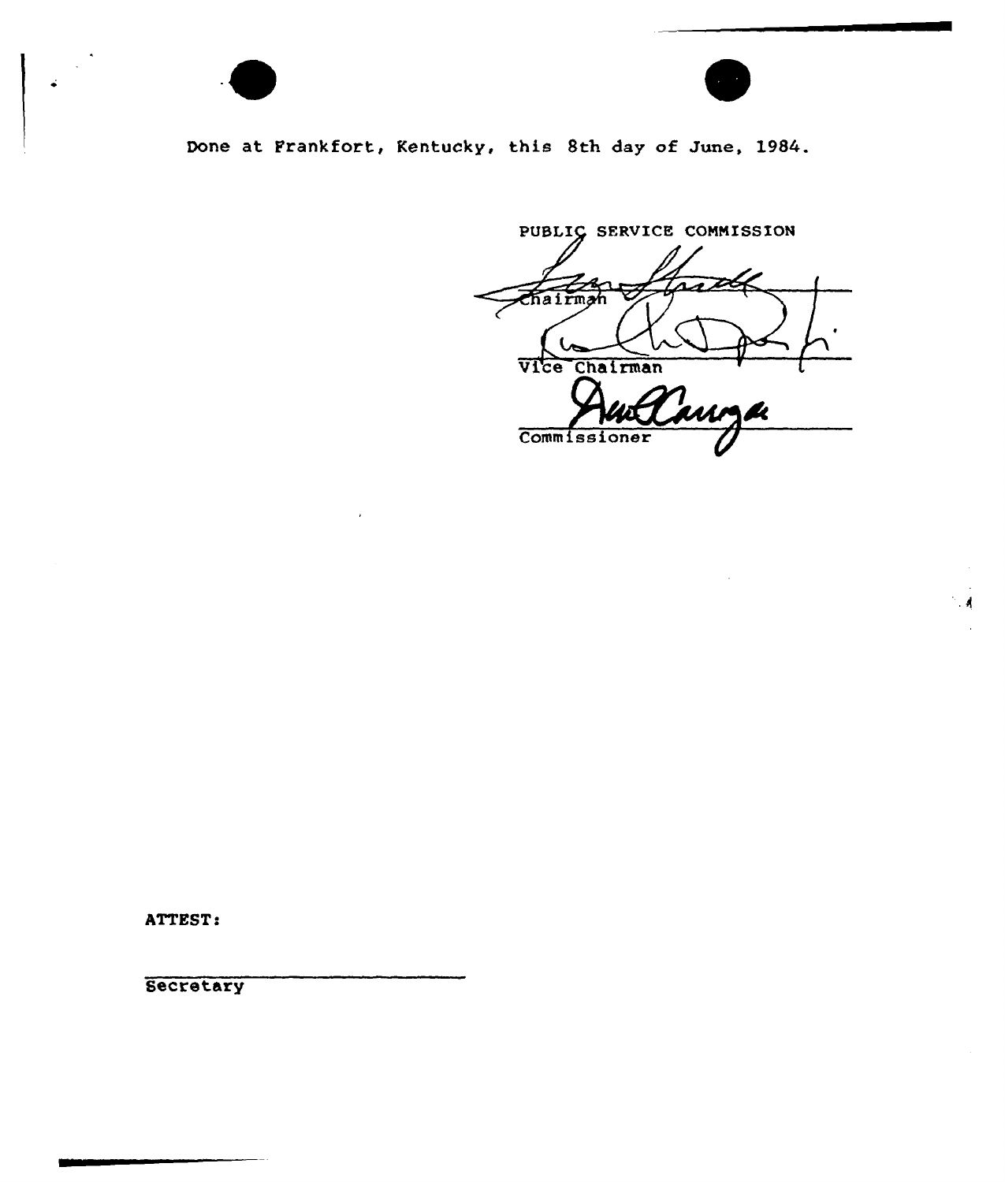Done at Frankfort, Kentucky, this 8th day of June, 1984.

PUBLIC SERVICE COMMISSION

Chairman

Vice Chairman

Commissioner

ATTEST:

Secretary